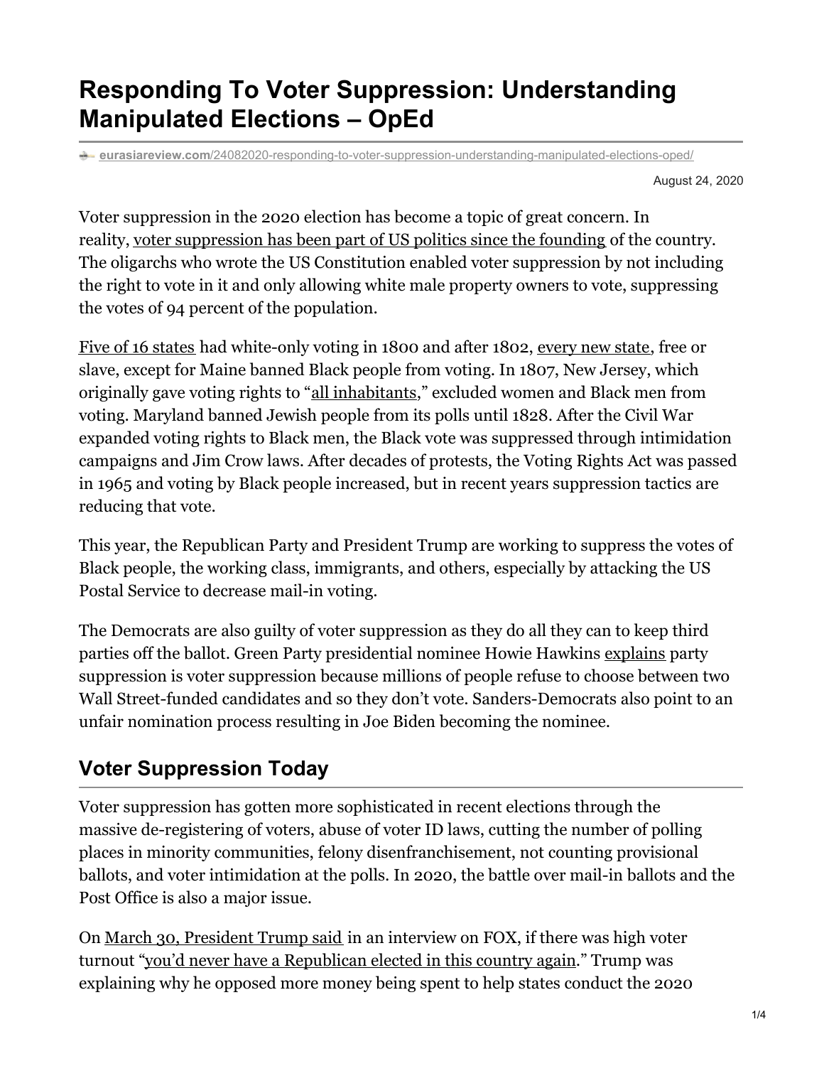# Responding To Voter Suppression: Understanding Manipulated Elections – OpEd

eurasiareview.com/24082020-responding-to-voter-suppression-understanding-manipulated-elections-oped/

August 24, 2020

Voter suppression in the 2020 election has become a topic of great concern. In reality, voter suppression has been part of US politics since the founding of the country. The oligarchs who wrote the US Constitution enabled voter suppression by not including the right to vote in it and only allowing white male property owners to vote, suppressing the votes of 94 percent of the population.

Five of 16 states had white-only voting in 1800 and after 1802, every new state, free or slave, except for Maine banned Black people from voting. In 1807, New Jersey, which originally gave voting rights to "all inhabitants," excluded women and Black men from voting. Maryland banned Jewish people from its polls until 1828. After the Civil War expanded voting rights to Black men, the Black vote was suppressed through intimidation campaigns and Jim Crow laws. After decades of protests, the Voting Rights Act was passed in 1965 and voting by Black people increased, but in recent years suppression tactics are reducing that vote.

This year, the Republican Party and President Trump are working to suppress the votes of Black people, the working class, immigrants, and others, especially by attacking the US Postal Service to decrease mail-in voting.

The Democrats are also guilty of voter suppression as they do all they can to keep third parties off the ballot. Green Party presidential nominee Howie Hawkins explains party suppression is voter suppression because millions of people refuse to choose between two Wall Street-funded candidates and so they don't vote. Sanders-Democrats also point to an unfair nomination process resulting in Joe Biden becoming the nominee.

## Voter Suppression Today

Voter suppression has gotten more sophisticated in recent elections through the massive de-registering of voters, abuse of voter ID laws, cutting the number of polling places in minority communities, felony disenfranchisement, not counting provisional ballots, and voter intimidation at the polls. In 2020, the battle over mail-in ballots and the Post Office is also a major issue.

On March 30, President Trump said in an interview on FOX, if there was high voter turnout "you'd never have a Republican elected in this country again." Trump was explaining why he opposed more money being spent to help states conduct the 2020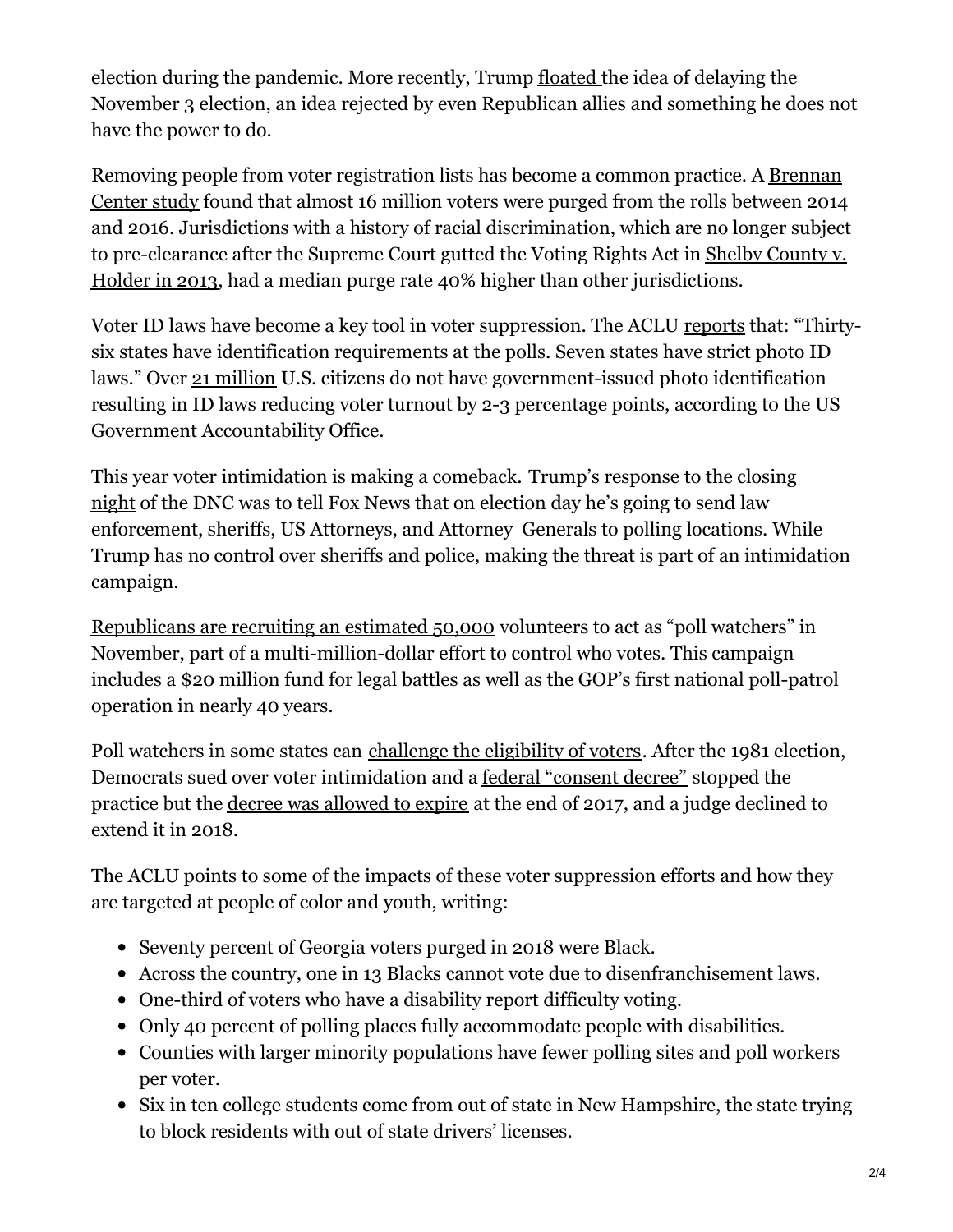election during the pandemic. More recently, Trump floated the idea of delaying the November 3 election, an idea rejected by even Republican allies and something he does not have the power to do.

Removing people from voter registration lists has become a common practice. A Brennan Center study found that almost 16 million voters were purged from the rolls between 2014 and 2016. Jurisdictions with a history of racial discrimination, which are no longer subject to pre-clearance after the Supreme Court gutted the Voting Rights Act in Shelby County v. Holder in 2013, had a median purge rate 40% higher than other jurisdictions.

Voter ID laws have become a key tool in voter suppression. The ACLU reports that: "Thirty-six states have identification requirements at the polls. Seven states have strict photo ID laws." Over 21 million U.S. citizens do not have government-issued photo identification resulting in ID laws reducing voter turnout by 2-3 percentage points, according to the US Government Accountability Office.

This year voter intimidation is making a comeback. Trump's response to the closing night of the DNC was to tell Fox News that on election day he's going to send law enforcement, sheriffs, US Attorneys, and Attorney Generals to polling locations. While Trump has no control over sheriffs and police, making the threat is part of an intimidation campaign.

Republicans are recruiting an estimated 50,000 volunteers to act as "poll watchers" in November, part of a multi-million-dollar effort to control who votes. This campaign includes a $20 million fund for legal battles as well as the GOP's first national poll-patrol operation in nearly 40 years.

Poll watchers in some states can challenge the eligibility of voters. After the 1981 election, Democrats sued over voter intimidation and a federal "consent decree" stopped the practice but the decree was allowed to expire at the end of 2017, and a judge declined to extend it in 2018.

The ACLU points to some of the impacts of these voter suppression efforts and how they are targeted at people of color and youth, writing:

- Seventy percent of Georgia voters purged in 2018 were Black.
- Across the country, one in 13 Blacks cannot vote due to disenfranchisement laws.
- One-third of voters who have a disability report difficulty voting.
- Only 40 percent of polling places fully accommodate people with disabilities.
- Counties with larger minority populations have fewer polling sites and poll workers per voter.
- Six in ten college students come from out of state in New Hampshire, the state trying to block residents with out of state drivers' licenses.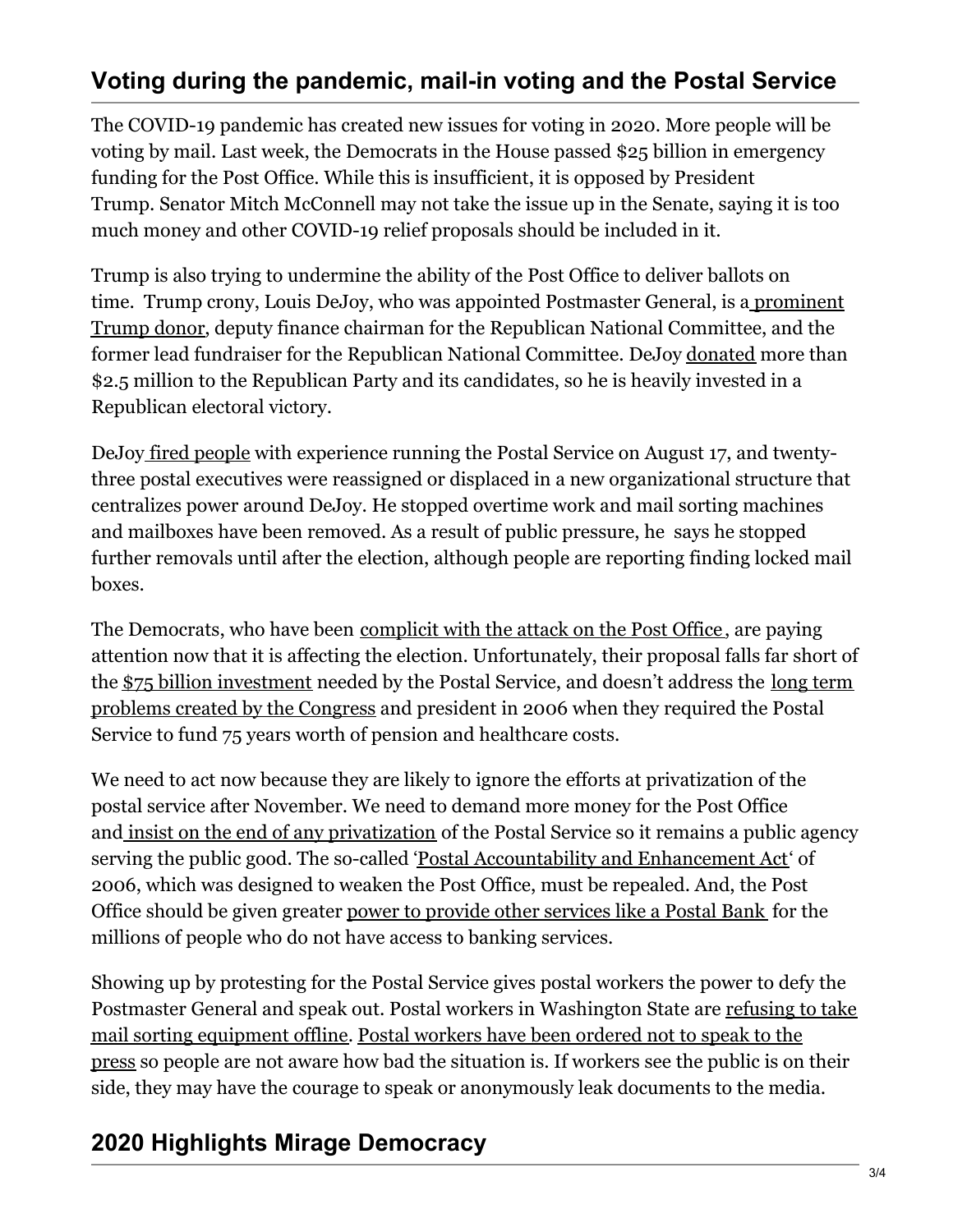## Voting during the pandemic, mail-in voting and the Postal Service

The COVID-19 pandemic has created new issues for voting in 2020. More people will be voting by mail. Last week, the Democrats in the House passed $25 billion in emergency funding for the Post Office. While this is insufficient, it is opposed by President Trump. Senator Mitch McConnell may not take the issue up in the Senate, saying it is too much money and other COVID-19 relief proposals should be included in it.

Trump is also trying to undermine the ability of the Post Office to deliver ballots on time. Trump crony, Louis DeJoy, who was appointed Postmaster General, is a prominent Trump donor, deputy finance chairman for the Republican National Committee, and the former lead fundraiser for the Republican National Committee. DeJoy donated more than $2.5 million to the Republican Party and its candidates, so he is heavily invested in a Republican electoral victory.

DeJoy fired people with experience running the Postal Service on August 17, and twenty-three postal executives were reassigned or displaced in a new organizational structure that centralizes power around DeJoy. He stopped overtime work and mail sorting machines and mailboxes have been removed. As a result of public pressure, he says he stopped further removals until after the election, although people are reporting finding locked mail boxes.

The Democrats, who have been complicit with the attack on the Post Office, are paying attention now that it is affecting the election. Unfortunately, their proposal falls far short of the $75 billion investment needed by the Postal Service, and doesn't address the long term problems created by the Congress and president in 2006 when they required the Postal Service to fund 75 years worth of pension and healthcare costs.

We need to act now because they are likely to ignore the efforts at privatization of the postal service after November. We need to demand more money for the Post Office and insist on the end of any privatization of the Postal Service so it remains a public agency serving the public good. The so-called 'Postal Accountability and Enhancement Act' of 2006, which was designed to weaken the Post Office, must be repealed. And, the Post Office should be given greater power to provide other services like a Postal Bank for the millions of people who do not have access to banking services.

Showing up by protesting for the Postal Service gives postal workers the power to defy the Postmaster General and speak out. Postal workers in Washington State are refusing to take mail sorting equipment offline. Postal workers have been ordered not to speak to the press so people are not aware how bad the situation is. If workers see the public is on their side, they may have the courage to speak or anonymously leak documents to the media.

## 2020 Highlights Mirage Democracy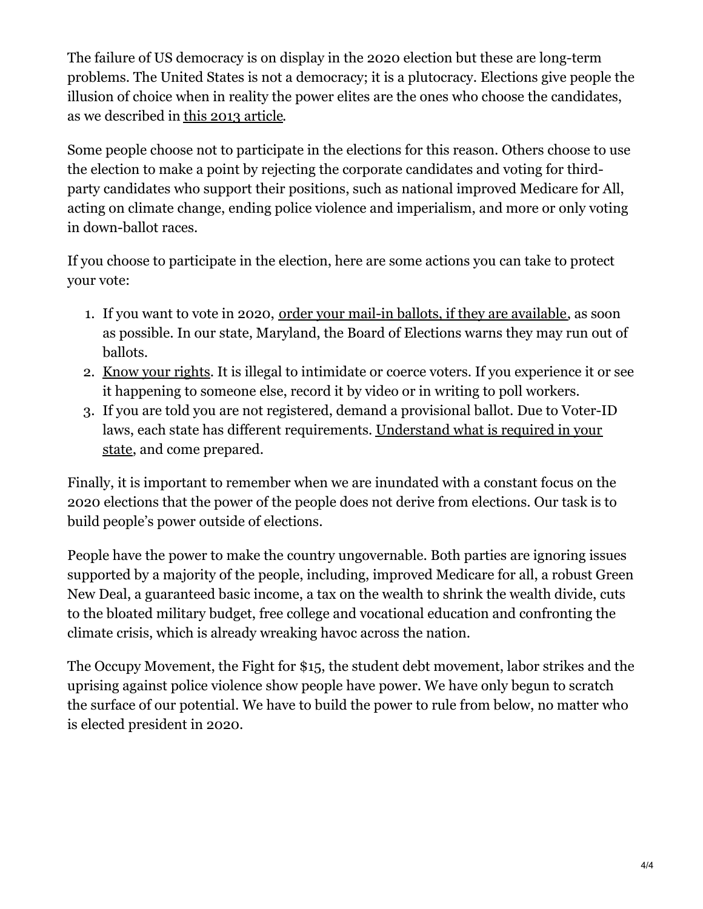The failure of US democracy is on display in the 2020 election but these are long-term problems. The United States is not a democracy; it is a plutocracy. Elections give people the illusion of choice when in reality the power elites are the ones who choose the candidates, as we described in this 2013 article.

Some people choose not to participate in the elections for this reason. Others choose to use the election to make a point by rejecting the corporate candidates and voting for third-party candidates who support their positions, such as national improved Medicare for All, acting on climate change, ending police violence and imperialism, and more or only voting in down-ballot races.

If you choose to participate in the election, here are some actions you can take to protect your vote:

1. If you want to vote in 2020, order your mail-in ballots, if they are available, as soon as possible. In our state, Maryland, the Board of Elections warns they may run out of ballots.
2. Know your rights. It is illegal to intimidate or coerce voters. If you experience it or see it happening to someone else, record it by video or in writing to poll workers.
3. If you are told you are not registered, demand a provisional ballot. Due to Voter-ID laws, each state has different requirements. Understand what is required in your state, and come prepared.

Finally, it is important to remember when we are inundated with a constant focus on the 2020 elections that the power of the people does not derive from elections. Our task is to build people's power outside of elections.

People have the power to make the country ungovernable. Both parties are ignoring issues supported by a majority of the people, including, improved Medicare for all, a robust Green New Deal, a guaranteed basic income, a tax on the wealth to shrink the wealth divide, cuts to the bloated military budget, free college and vocational education and confronting the climate crisis, which is already wreaking havoc across the nation.

The Occupy Movement, the Fight for $15, the student debt movement, labor strikes and the uprising against police violence show people have power. We have only begun to scratch the surface of our potential. We have to build the power to rule from below, no matter who is elected president in 2020.